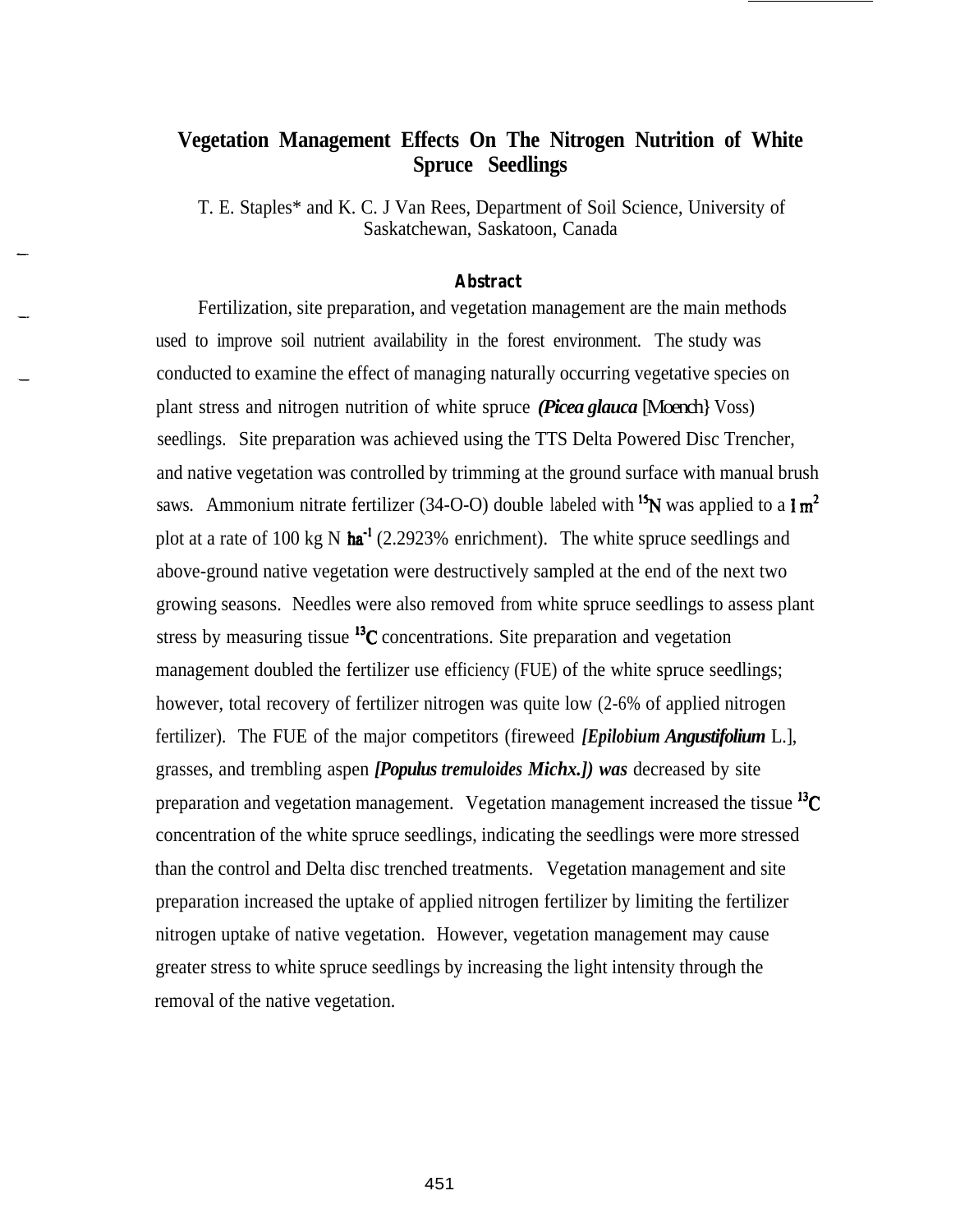# Vegetation Management Effects On The Nitrogen Nutrition of White Spruce Seedlings

T. E. Staples* and K. C. J Van Rees, Department of Soil Science, University of Saskatchewan, Saskatoon, Canada

### Abstract

Fertilization, site preparation, and vegetation management are the main methods used to improve soil nutrient availability in the forest environment. The study was conducted to examine the effect of managing naturally occurring vegetative species on plant stress and nitrogen nutrition of white spruce ***(Picea glauca*** [Moench} Voss) seedlings. Site preparation was achieved using the TTS Delta Powered Disc Trencher, and native vegetation was controlled by trimming at the ground surface with manual brush saws. Ammonium nitrate fertilizer (34-O-O) double labeled with $^{15}N$ was applied to a 1 $m^2$ plot at a rate of 100 kg N $ha^{-1}$ (2.2923% enrichment). The white spruce seedlings and above-ground native vegetation were destructively sampled at the end of the next two growing seasons. Needles were also removed from white spruce seedlings to assess plant stress by measuring tissue $^{13}C$ concentrations. Site preparation and vegetation management doubled the fertilizer use efficiency (FUE) of the white spruce seedlings; however, total recovery of fertilizer nitrogen was quite low (2-6% of applied nitrogen fertilizer). The FUE of the major competitors (fireweed ***[Epilobium Angustifolium*** L.], grasses, and trembling aspen ***[Populus tremuloides Michx.]) was*** decreased by site preparation and vegetation management. Vegetation management increased the tissue $^{13}C$ concentration of the white spruce seedlings, indicating the seedlings were more stressed than the control and Delta disc trenched treatments. Vegetation management and site preparation increased the uptake of applied nitrogen fertilizer by limiting the fertilizer nitrogen uptake of native vegetation. However, vegetation management may cause greater stress to white spruce seedlings by increasing the light intensity through the removal of the native vegetation.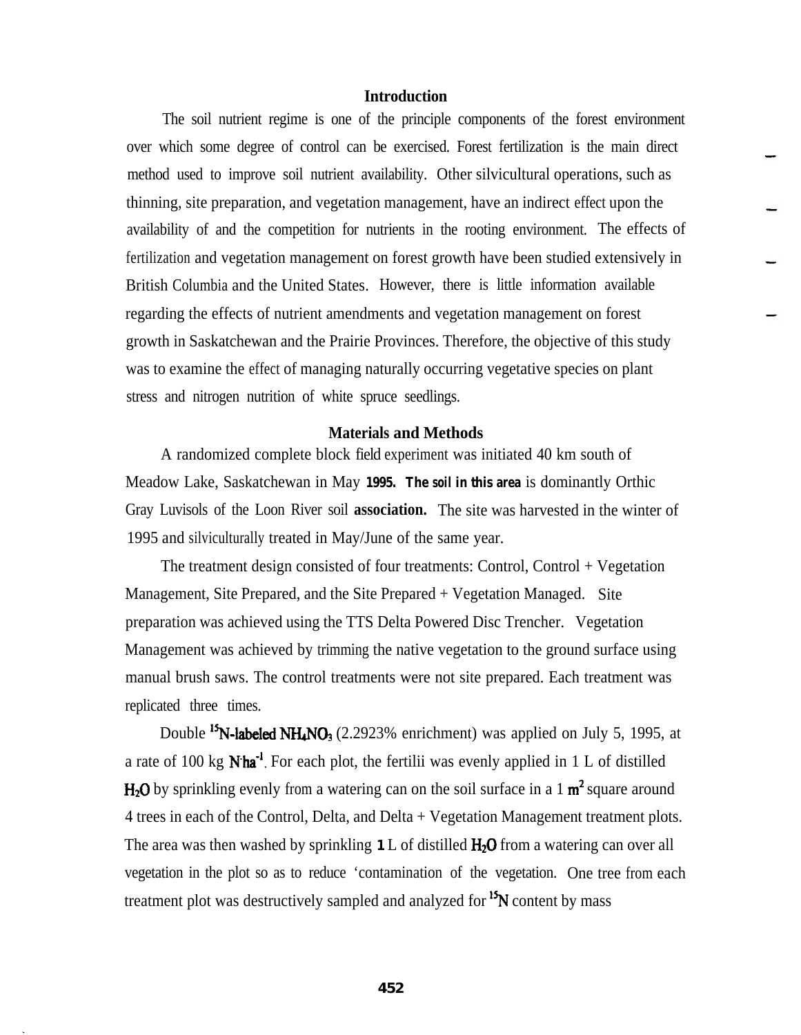## Introduction

The soil nutrient regime is one of the principle components of the forest environment over which some degree of control can be exercised. Forest fertilization is the main direct method used to improve soil nutrient availability. Other silvicultural operations, such as thinning, site preparation, and vegetation management, have an indirect effect upon the availability of and the competition for nutrients in the rooting environment. The effects of fertilization and vegetation management on forest growth have been studied extensively in British Columbia and the United States. However, there is little information available regarding the effects of nutrient amendments and vegetation management on forest growth in Saskatchewan and the Prairie Provinces. Therefore, the objective of this study was to examine the effect of managing naturally occurring vegetative species on plant stress and nitrogen nutrition of white spruce seedlings.

## Materials and Methods

A randomized complete block field experiment was initiated 40 km south of Meadow Lake, Saskatchewan in May 1995. The soil in this area is dominantly Orthic Gray Luvisols of the Loon River soil association. The site was harvested in the winter of 1995 and silviculturally treated in May/June of the same year.

The treatment design consisted of four treatments: Control, Control + Vegetation Management, Site Prepared, and the Site Prepared + Vegetation Managed. Site preparation was achieved using the TTS Delta Powered Disc Trencher. Vegetation Management was achieved by trimming the native vegetation to the ground surface using manual brush saws. The control treatments were not site prepared. Each treatment was replicated three times.

Double $^{15}N$-labeled $NH_4NO_3$ (2.2923% enrichment) was applied on July 5, 1995, at a rate of 100 kg $N \cdot ha^{-1}$. For each plot, the fertilii was evenly applied in 1 L of distilled $H_2O$ by sprinkling evenly from a watering can on the soil surface in a 1 $m^2$ square around 4 trees in each of the Control, Delta, and Delta + Vegetation Management treatment plots. The area was then washed by sprinkling 1 L of distilled $H_2O$ from a watering can over all vegetation in the plot so as to reduce 'contamination of the vegetation. One tree from each treatment plot was destructively sampled and analyzed for $^{15}N$ content by mass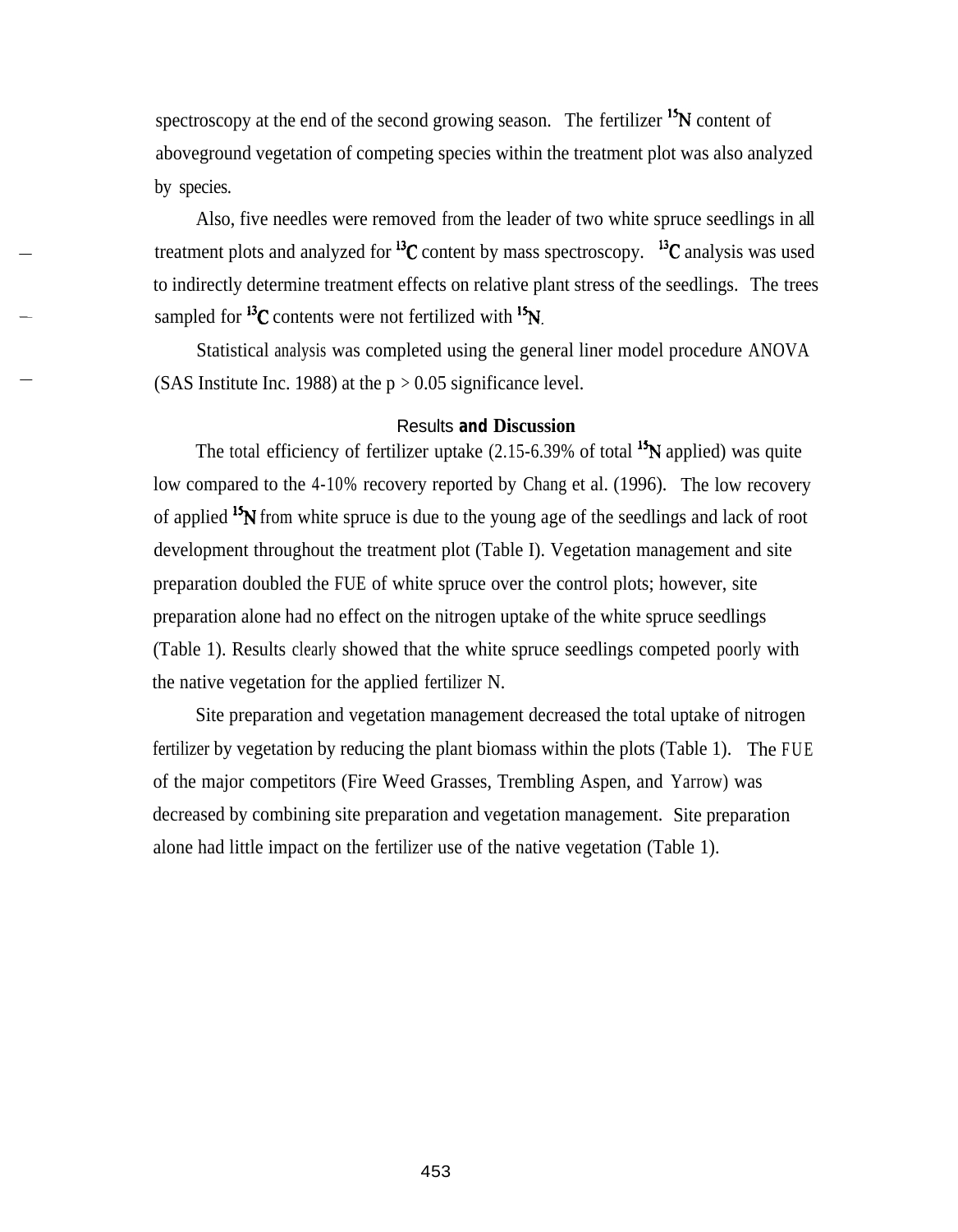spectroscopy at the end of the second growing season. The fertilizer $^{15}N$ content of aboveground vegetation of competing species within the treatment plot was also analyzed by species.

Also, five needles were removed from the leader of two white spruce seedlings in all treatment plots and analyzed for $^{13}C$ content by mass spectroscopy. $^{13}C$ analysis was used to indirectly determine treatment effects on relative plant stress of the seedlings. The trees sampled for $^{13}C$ contents were not fertilized with $^{15}N$.

Statistical analysis was completed using the general liner model procedure ANOVA (SAS Institute Inc. 1988) at the $p > 0.05$ significance level.

## Results and Discussion

The total efficiency of fertilizer uptake (2.15-6.39% of total $^{15}N$ applied) was quite low compared to the 4-10% recovery reported by Chang et al. (1996). The low recovery of applied $^{15}N$ from white spruce is due to the young age of the seedlings and lack of root development throughout the treatment plot (Table I). Vegetation management and site preparation doubled the FUE of white spruce over the control plots; however, site preparation alone had no effect on the nitrogen uptake of the white spruce seedlings (Table 1). Results clearly showed that the white spruce seedlings competed poorly with the native vegetation for the applied fertilizer N.

Site preparation and vegetation management decreased the total uptake of nitrogen fertilizer by vegetation by reducing the plant biomass within the plots (Table 1). The FUE of the major competitors (Fire Weed Grasses, Trembling Aspen, and Yarrow) was decreased by combining site preparation and vegetation management. Site preparation alone had little impact on the fertilizer use of the native vegetation (Table 1).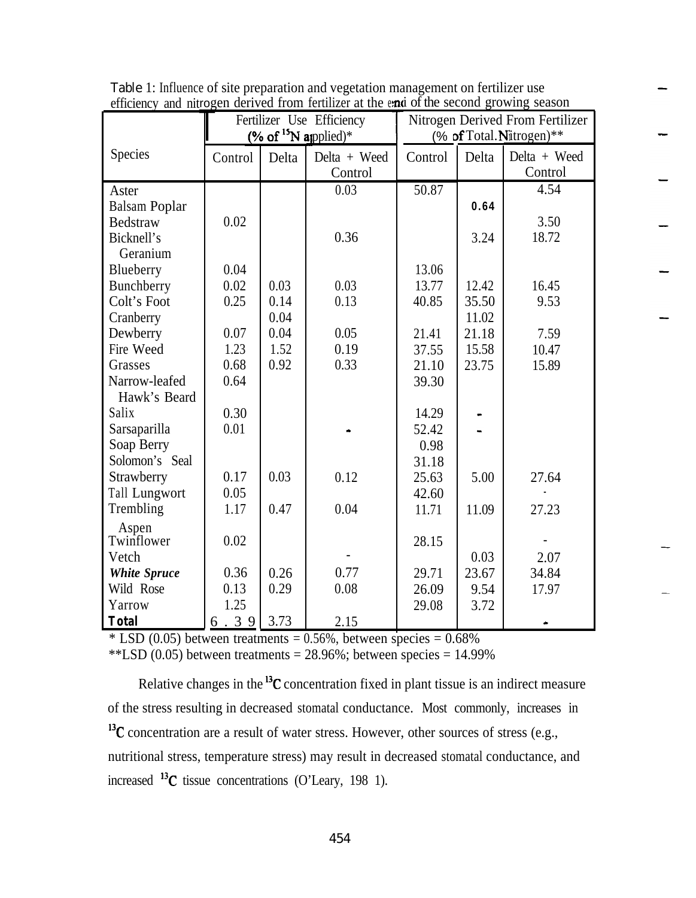Table 1: Influence of site preparation and vegetation management on fertilizer use efficiency and nitrogen derived from fertilizer at the end of the second growing season

| Species | Fertilizer Use Efficiency (% of $^{15}N$ applied)* | | | Nitrogen Derived From Fertilizer (% of Total Nitrogen)** | | |
|---|---|---|---|---|---|---|
| | Control | Delta | Delta + Weed Control | Control | Delta | Delta + Weed Control |
| Aster | | | 0.03 | 50.87 | | 4.54 |
| Balsam Poplar | | | | | 0.64 | |
| Bedstraw | 0.02 | | | | | 3.50 |
| Bicknell's Geranium | | | 0.36 | | 3.24 | 18.72 |
| Blueberry | 0.04 | | | 13.06 | | |
| Bunchberry | 0.02 | 0.03 | 0.03 | 13.77 | 12.42 | 16.45 |
| Colt's Foot | 0.25 | 0.14 | 0.13 | 40.85 | 35.50 | 9.53 |
| Cranberry | | 0.04 | | | 11.02 | |
| Dewberry | 0.07 | 0.04 | 0.05 | 21.41 | 21.18 | 7.59 |
| Fire Weed | 1.23 | 1.52 | 0.19 | 37.55 | 15.58 | 10.47 |
| Grasses | 0.68 | 0.92 | 0.33 | 21.10 | 23.75 | 15.89 |
| Narrow-leafed Hawk's Beard | 0.64 | | | 39.30 | | |
| Salix | 0.30 | | | 14.29 | - | |
| Sarsaparilla | 0.01 | | - | 52.42 | - | |
| Soap Berry | | | | 0.98 | | |
| Solomon's Seal | | | | 31.18 | | |
| Strawberry | 0.17 | 0.03 | 0.12 | 25.63 | 5.00 | 27.64 |
| Tall Lungwort | 0.05 | | | 42.60 | | - |
| Trembling Aspen | 1.17 | 0.47 | 0.04 | 11.71 | 11.09 | 27.23 |
| Twinflower | 0.02 | | | 28.15 | | - |
| Vetch | | | - | | 0.03 | 2.07 |
| *White Spruce* | 0.36 | 0.26 | 0.77 | 29.71 | 23.67 | 34.84 |
| Wild Rose | 0.13 | 0.29 | 0.08 | 26.09 | 9.54 | 17.97 |
| Yarrow | 1.25 | | | 29.08 | 3.72 | |
| **Total** | 6.39 | 3.73 | 2.15 | | | - |

\* LSD (0.05) between treatments = 0.56%, between species = 0.68%

\*\*LSD (0.05) between treatments = 28.96%; between species = 14.99%

Relative changes in the $^{13}C$ concentration fixed in plant tissue is an indirect measure of the stress resulting in decreased stomatal conductance. Most commonly, increases in $^{13}C$ concentration are a result of water stress. However, other sources of stress (e.g., nutritional stress, temperature stress) may result in decreased stomatal conductance, and increased $^{13}C$ tissue concentrations (O'Leary, 1981).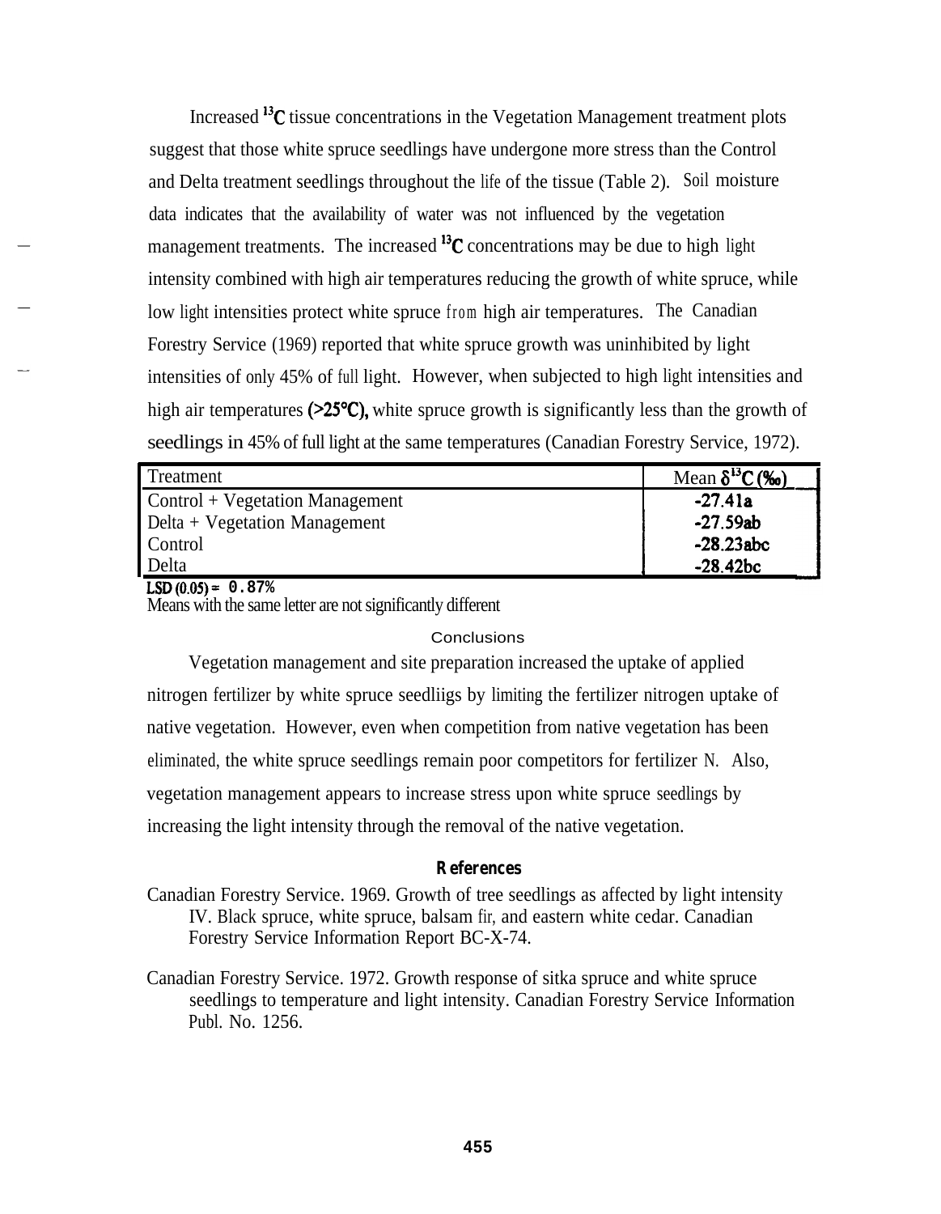Increased $^{13}C$ tissue concentrations in the Vegetation Management treatment plots suggest that those white spruce seedlings have undergone more stress than the Control and Delta treatment seedlings throughout the life of the tissue (Table 2). Soil moisture data indicates that the availability of water was not influenced by the vegetation management treatments. The increased $^{13}C$ concentrations may be due to high light intensity combined with high air temperatures reducing the growth of white spruce, while low light intensities protect white spruce from high air temperatures. The Canadian Forestry Service (1969) reported that white spruce growth was uninhibited by light intensities of only 45% of full light. However, when subjected to high light intensities and high air temperatures (>25°C), white spruce growth is significantly less than the growth of seedlings in 45% of full light at the same temperatures (Canadian Forestry Service, 1972).

| Treatment | Mean $\delta^{13}C$ (‰) |
|---|---|
| Control + Vegetation Management | -27.41a |
| Delta + Vegetation Management | -27.59ab |
| Control | -28.23abc |
| Delta | -28.42bc |

LSD (0.05) = 0.87%
Means with the same letter are not significantly different

## Conclusions

Vegetation management and site preparation increased the uptake of applied nitrogen fertilizer by white spruce seedliigs by limiting the fertilizer nitrogen uptake of native vegetation. However, even when competition from native vegetation has been eliminated, the white spruce seedlings remain poor competitors for fertilizer N. Also, vegetation management appears to increase stress upon white spruce seedlings by increasing the light intensity through the removal of the native vegetation.

## References

Canadian Forestry Service. 1969. Growth of tree seedlings as affected by light intensity IV. Black spruce, white spruce, balsam fir, and eastern white cedar. Canadian Forestry Service Information Report BC-X-74.

Canadian Forestry Service. 1972. Growth response of sitka spruce and white spruce seedlings to temperature and light intensity. Canadian Forestry Service Information Publ. No. 1256.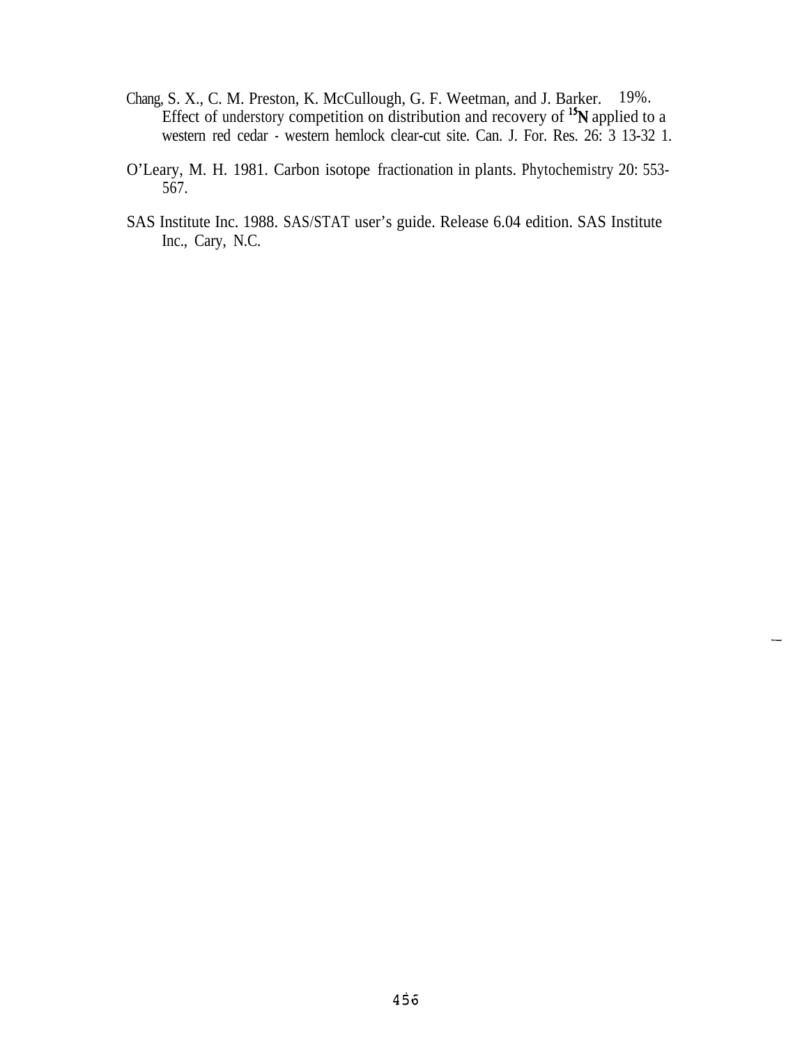Chang, S. X., C. M. Preston, K. McCullough, G. F. Weetman, and J. Barker. 19%. Effect of understory competition on distribution and recovery of $^{15}N$ applied to a western red cedar - western hemlock clear-cut site. Can. J. For. Res. 26: 3 13-32 1.

O'Leary, M. H. 1981. Carbon isotope fractionation in plants. Phytochemistry 20: 553-567.

SAS Institute Inc. 1988. SAS/STAT user's guide. Release 6.04 edition. SAS Institute Inc., Cary, N.C.